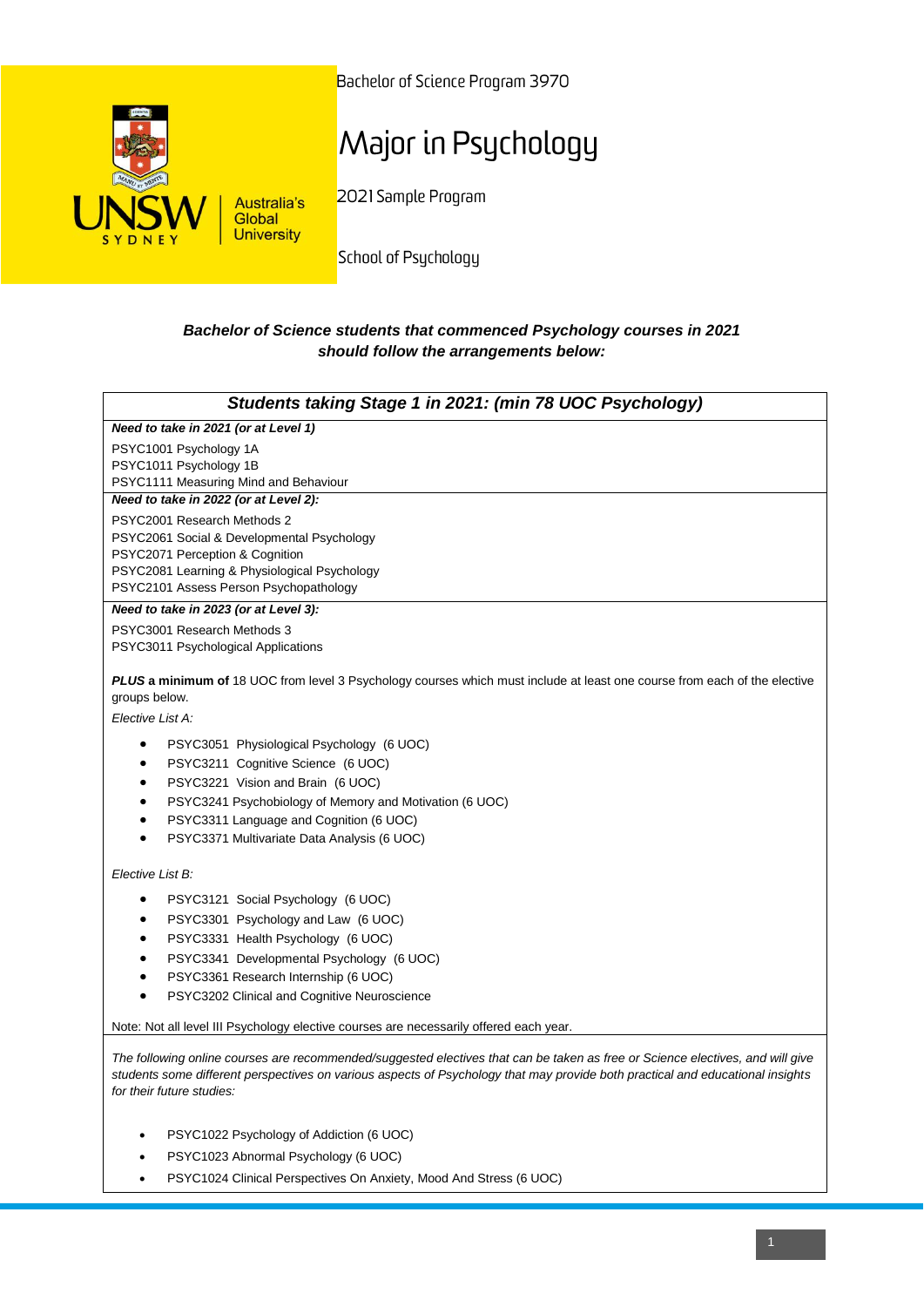UNSW SYDNEY Australia's Global University

Bachelor of Science Program 3970

# Major in Psychology

2021 Sample Program

School of Psychology

***Bachelor of Science students that commenced Psychology courses in 2021 should follow the arrangements below:***

## *Students taking Stage 1 in 2021: (min 78 UOC Psychology)*

***Need to take in 2021 (or at Level 1)***

PSYC1001 Psychology 1A
PSYC1011 Psychology 1B
PSYC1111 Measuring Mind and Behaviour

***Need to take in 2022 (or at Level 2):***

PSYC2001 Research Methods 2
PSYC2061 Social & Developmental Psychology
PSYC2071 Perception & Cognition
PSYC2081 Learning & Physiological Psychology
PSYC2101 Assess Person Psychopathology

***Need to take in 2023 (or at Level 3):***

PSYC3001 Research Methods 3
PSYC3011 Psychological Applications

***PLUS* a minimum of** 18 UOC from level 3 Psychology courses which must include at least one course from each of the elective groups below.

*Elective List A:*

- PSYC3051 Physiological Psychology (6 UOC)
- PSYC3211 Cognitive Science (6 UOC)
- PSYC3221 Vision and Brain (6 UOC)
- PSYC3241 Psychobiology of Memory and Motivation (6 UOC)
- PSYC3311 Language and Cognition (6 UOC)
- PSYC3371 Multivariate Data Analysis (6 UOC)

*Elective List B:*

- PSYC3121 Social Psychology (6 UOC)
- PSYC3301 Psychology and Law (6 UOC)
- PSYC3331 Health Psychology (6 UOC)
- PSYC3341 Developmental Psychology (6 UOC)
- PSYC3361 Research Internship (6 UOC)
- PSYC3202 Clinical and Cognitive Neuroscience

Note: Not all level III Psychology elective courses are necessarily offered each year.

*The following online courses are recommended/suggested electives that can be taken as free or Science electives, and will give students some different perspectives on various aspects of Psychology that may provide both practical and educational insights for their future studies:*

- PSYC1022 Psychology of Addiction (6 UOC)
- PSYC1023 Abnormal Psychology (6 UOC)
- PSYC1024 Clinical Perspectives On Anxiety, Mood And Stress (6 UOC)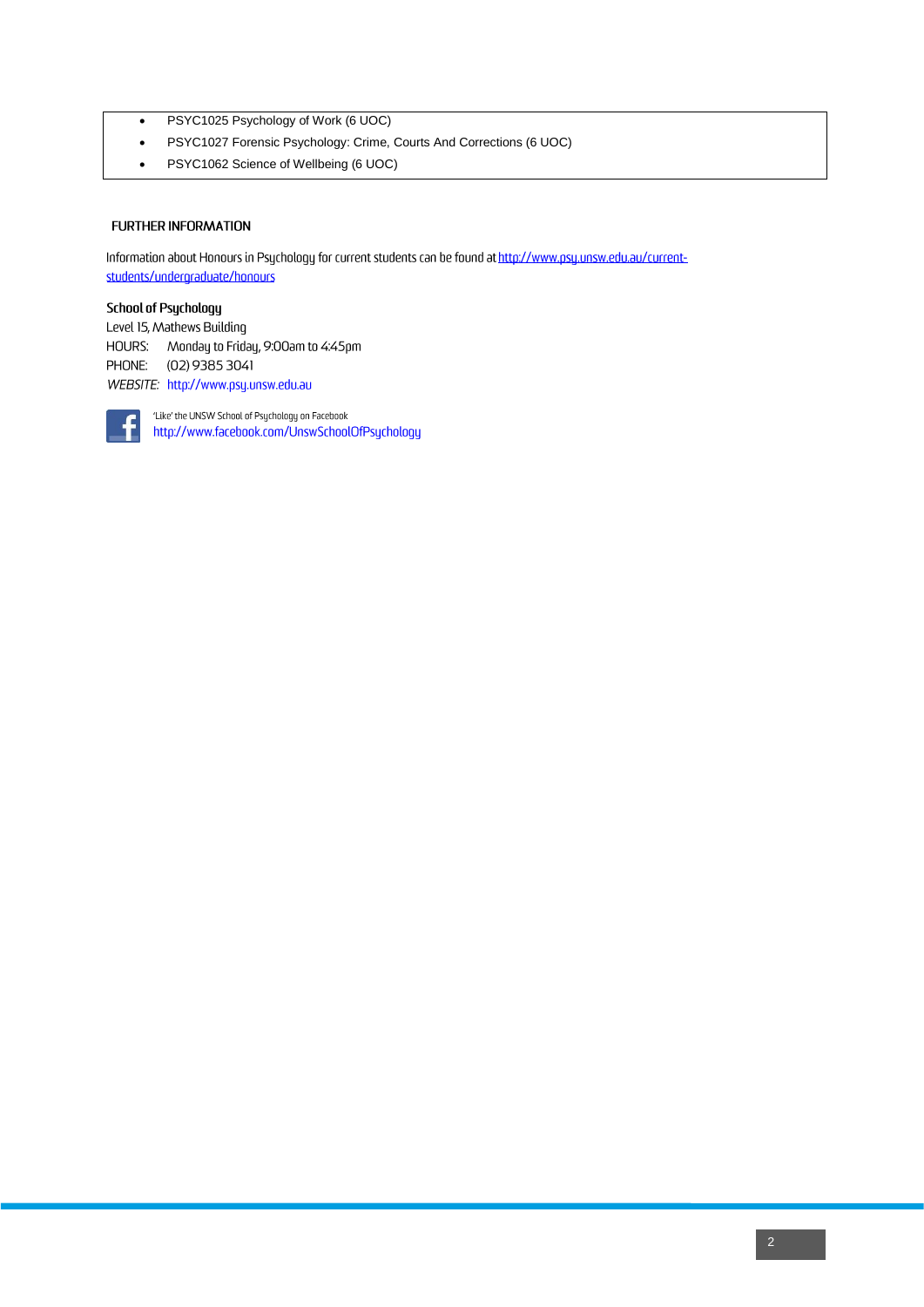- PSYC1025 Psychology of Work (6 UOC)
- PSYC1027 Forensic Psychology: Crime, Courts And Corrections (6 UOC)
- PSYC1062 Science of Wellbeing (6 UOC)

## FURTHER INFORMATION

Information about Honours in Psychology for current students can be found at http://www.psy.unsw.edu.au/current-students/undergraduate/honours

**School of Psychology**
Level 15, Mathews Building
HOURS: Monday to Friday, 9:00am to 4:45pm
PHONE: (02) 9385 3041
*WEBSITE:* http://www.psy.unsw.edu.au

'Like' the UNSW School of Psychology on Facebook
http://www.facebook.com/UnswSchoolOfPsychology